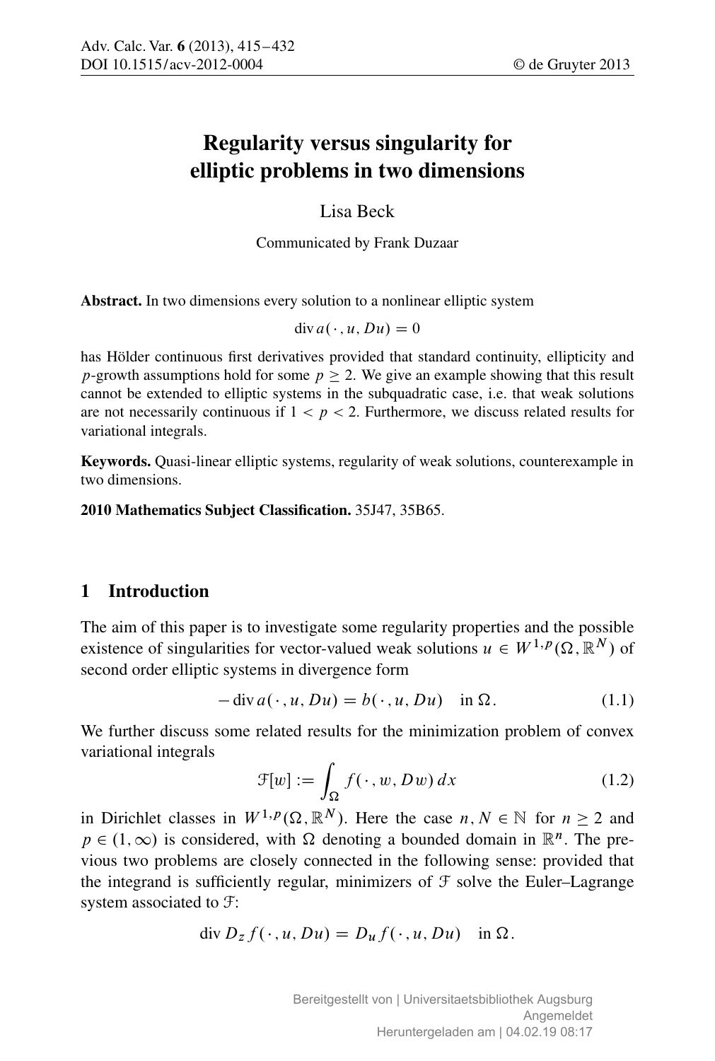# Regularity versus singularity for elliptic problems in two dimensions

Lisa Beck

Communicated by Frank Duzaar

**Abstract.** In two dimensions every solution to a nonlinear elliptic system

$$\operatorname{div} a(\,\cdot\,, u, Du) = 0$$

has Hölder continuous first derivatives provided that standard continuity, ellipticity and $p$-growth assumptions hold for some $p \geq 2$. We give an example showing that this result cannot be extended to elliptic systems in the subquadratic case, i.e. that weak solutions are not necessarily continuous if $1 < p < 2$. Furthermore, we discuss related results for variational integrals.

**Keywords.** Quasi-linear elliptic systems, regularity of weak solutions, counterexample in two dimensions.

**2010 Mathematics Subject Classification.** 35J47, 35B65.

## 1 Introduction

The aim of this paper is to investigate some regularity properties and the possible existence of singularities for vector-valued weak solutions $u \in W^{1,p}(\Omega, \mathbb{R}^N)$ of second order elliptic systems in divergence form

$$-\operatorname{div} a(\,\cdot\,, u, Du) = b(\,\cdot\,, u, Du) \quad \text{in } \Omega. \tag{1.1}$$

We further discuss some related results for the minimization problem of convex variational integrals

$$\mathcal{F}[w] := \int_\Omega f(\,\cdot\,, w, Dw)\, dx \tag{1.2}$$

in Dirichlet classes in $W^{1,p}(\Omega, \mathbb{R}^N)$. Here the case $n, N \in \mathbb{N}$ for $n \geq 2$ and $p \in (1, \infty)$ is considered, with $\Omega$ denoting a bounded domain in $\mathbb{R}^n$. The previous two problems are closely connected in the following sense: provided that the integrand is sufficiently regular, minimizers of $\mathcal{F}$ solve the Euler–Lagrange system associated to $\mathcal{F}$:

$$\operatorname{div} D_z f(\,\cdot\,, u, Du) = D_u f(\,\cdot\,, u, Du) \quad \text{in } \Omega.$$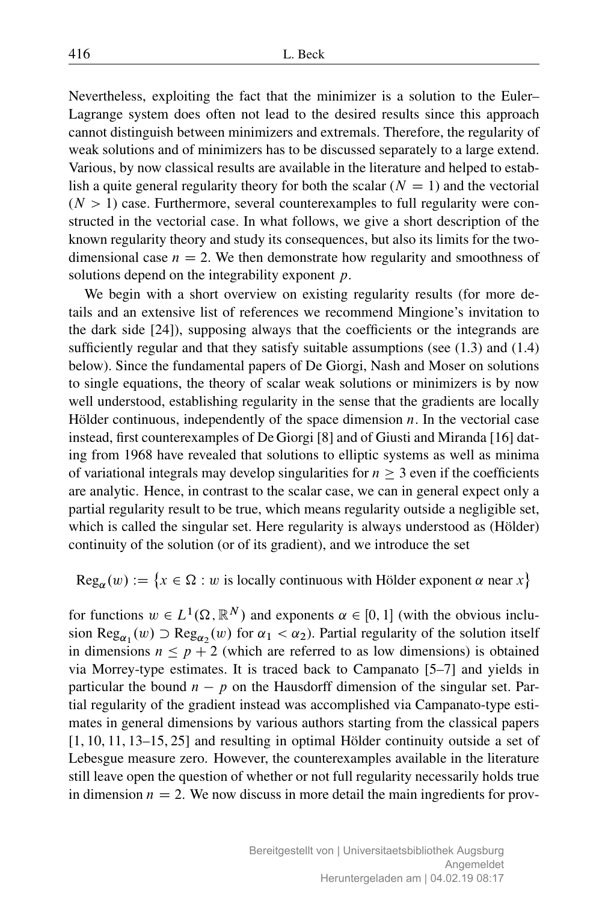Nevertheless, exploiting the fact that the minimizer is a solution to the Euler–Lagrange system does often not lead to the desired results since this approach cannot distinguish between minimizers and extremals. Therefore, the regularity of weak solutions and of minimizers has to be discussed separately to a large extend. Various, by now classical results are available in the literature and helped to establish a quite general regularity theory for both the scalar ($N = 1$) and the vectorial ($N > 1$) case. Furthermore, several counterexamples to full regularity were constructed in the vectorial case. In what follows, we give a short description of the known regularity theory and study its consequences, but also its limits for the two-dimensional case $n = 2$. We then demonstrate how regularity and smoothness of solutions depend on the integrability exponent $p$.

We begin with a short overview on existing regularity results (for more details and an extensive list of references we recommend Mingione's invitation to the dark side [24]), supposing always that the coefficients or the integrands are sufficiently regular and that they satisfy suitable assumptions (see (1.3) and (1.4) below). Since the fundamental papers of De Giorgi, Nash and Moser on solutions to single equations, the theory of scalar weak solutions or minimizers is by now well understood, establishing regularity in the sense that the gradients are locally Hölder continuous, independently of the space dimension $n$. In the vectorial case instead, first counterexamples of De Giorgi [8] and of Giusti and Miranda [16] dating from 1968 have revealed that solutions to elliptic systems as well as minima of variational integrals may develop singularities for $n \geq 3$ even if the coefficients are analytic. Hence, in contrast to the scalar case, we can in general expect only a partial regularity result to be true, which means regularity outside a negligible set, which is called the singular set. Here regularity is always understood as (Hölder) continuity of the solution (or of its gradient), and we introduce the set

$$\mathrm{Reg}_\alpha(w) := \big\{x \in \Omega : w \text{ is locally continuous with Hölder exponent } \alpha \text{ near } x\big\}$$

for functions $w \in L^1(\Omega, \mathbb{R}^N)$ and exponents $\alpha \in [0, 1]$ (with the obvious inclusion $\mathrm{Reg}_{\alpha_1}(w) \supset \mathrm{Reg}_{\alpha_2}(w)$ for $\alpha_1 < \alpha_2$). Partial regularity of the solution itself in dimensions $n \leq p + 2$ (which are referred to as low dimensions) is obtained via Morrey-type estimates. It is traced back to Campanato [5–7] and yields in particular the bound $n - p$ on the Hausdorff dimension of the singular set. Partial regularity of the gradient instead was accomplished via Campanato-type estimates in general dimensions by various authors starting from the classical papers [1, 10, 11, 13–15, 25] and resulting in optimal Hölder continuity outside a set of Lebesgue measure zero. However, the counterexamples available in the literature still leave open the question of whether or not full regularity necessarily holds true in dimension $n = 2$. We now discuss in more detail the main ingredients for prov-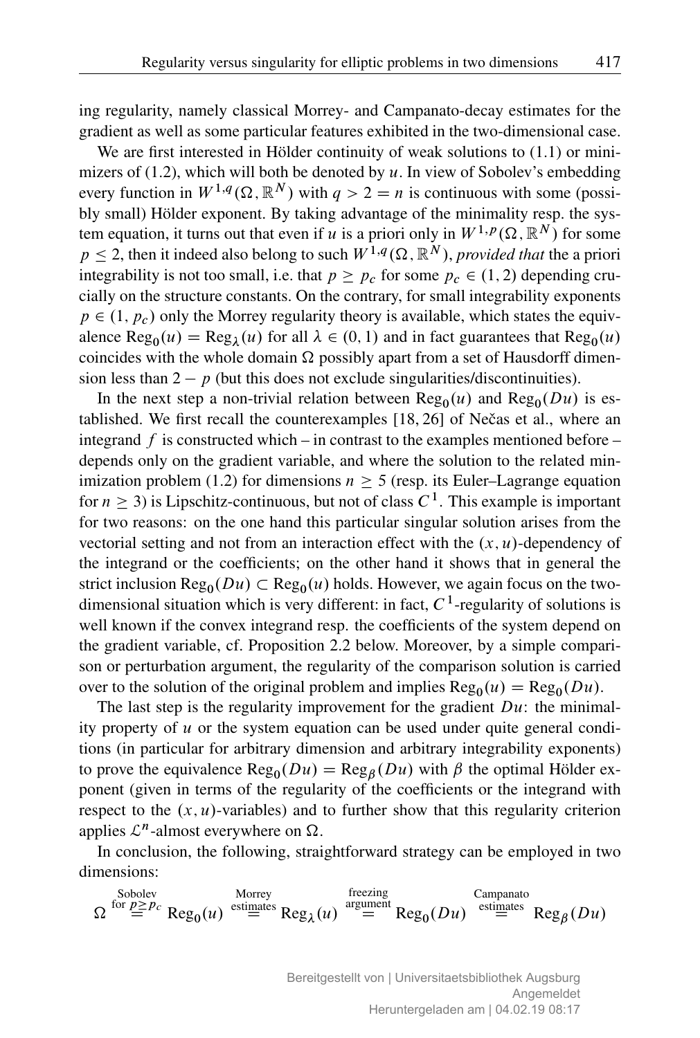ing regularity, namely classical Morrey- and Campanato-decay estimates for the gradient as well as some particular features exhibited in the two-dimensional case.

We are first interested in Hölder continuity of weak solutions to (1.1) or minimizers of (1.2), which will both be denoted by $u$. In view of Sobolev's embedding every function in $W^{1,q}(\Omega, \mathbb{R}^N)$ with $q > 2 = n$ is continuous with some (possibly small) Hölder exponent. By taking advantage of the minimality resp. the system equation, it turns out that even if $u$ is a priori only in $W^{1,p}(\Omega, \mathbb{R}^N)$ for some $p \leq 2$, then it indeed also belong to such $W^{1,q}(\Omega, \mathbb{R}^N)$, *provided that* the a priori integrability is not too small, i.e. that $p \geq p_c$ for some $p_c \in (1, 2)$ depending crucially on the structure constants. On the contrary, for small integrability exponents $p \in (1, p_c)$ only the Morrey regularity theory is available, which states the equivalence $\mathrm{Reg}_0(u) = \mathrm{Reg}_\lambda(u)$ for all $\lambda \in (0, 1)$ and in fact guarantees that $\mathrm{Reg}_0(u)$ coincides with the whole domain $\Omega$ possibly apart from a set of Hausdorff dimension less than $2 - p$ (but this does not exclude singularities/discontinuities).

In the next step a non-trivial relation between $\mathrm{Reg}_0(u)$ and $\mathrm{Reg}_0(Du)$ is established. We first recall the counterexamples [18, 26] of Nečas et al., where an integrand $f$ is constructed which – in contrast to the examples mentioned before – depends only on the gradient variable, and where the solution to the related minimization problem (1.2) for dimensions $n \geq 5$ (resp. its Euler–Lagrange equation for $n \geq 3$) is Lipschitz-continuous, but not of class $C^1$. This example is important for two reasons: on the one hand this particular singular solution arises from the vectorial setting and not from an interaction effect with the $(x, u)$-dependency of the integrand or the coefficients; on the other hand it shows that in general the strict inclusion $\mathrm{Reg}_0(Du) \subset \mathrm{Reg}_0(u)$ holds. However, we again focus on the two-dimensional situation which is very different: in fact, $C^1$-regularity of solutions is well known if the convex integrand resp. the coefficients of the system depend on the gradient variable, cf. Proposition 2.2 below. Moreover, by a simple comparison or perturbation argument, the regularity of the comparison solution is carried over to the solution of the original problem and implies $\mathrm{Reg}_0(u) = \mathrm{Reg}_0(Du)$.

The last step is the regularity improvement for the gradient $Du$: the minimality property of $u$ or the system equation can be used under quite general conditions (in particular for arbitrary dimension and arbitrary integrability exponents) to prove the equivalence $\mathrm{Reg}_0(Du) = \mathrm{Reg}_\beta(Du)$ with $\beta$ the optimal Hölder exponent (given in terms of the regularity of the coefficients or the integrand with respect to the $(x, u)$-variables) and to further show that this regularity criterion applies $\mathcal{L}^n$-almost everywhere on $\Omega$.

In conclusion, the following, straightforward strategy can be employed in two dimensions:

$$\Omega \overset{\substack{\text{Sobolev} \\ \text{for } p \geq p_c}}{=} \mathrm{Reg}_0(u) \overset{\substack{\text{Morrey} \\ \text{estimates}}}{=} \mathrm{Reg}_\lambda(u) \overset{\substack{\text{freezing} \\ \text{argument}}}{=} \mathrm{Reg}_0(Du) \overset{\substack{\text{Campanato} \\ \text{estimates}}}{=} \mathrm{Reg}_\beta(Du)$$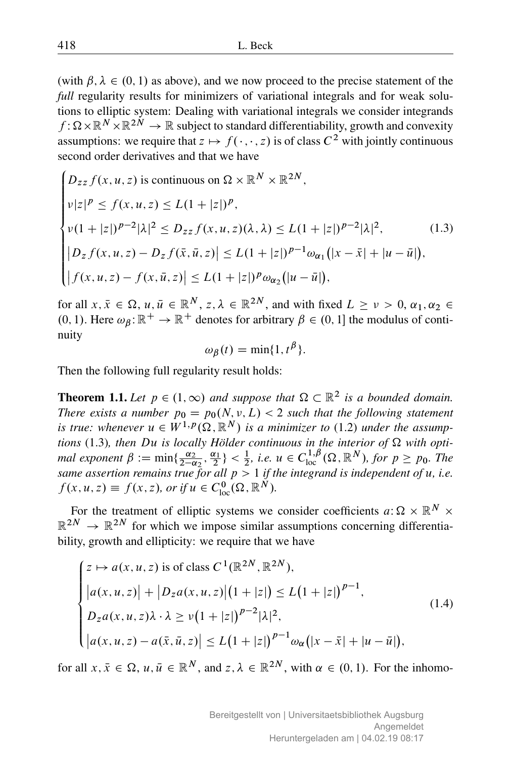(with $\beta, \lambda \in (0,1)$ as above), and we now proceed to the precise statement of the *full* regularity results for minimizers of variational integrals and for weak solutions to elliptic system: Dealing with variational integrals we consider integrands $f\colon \Omega \times \mathbb{R}^N \times \mathbb{R}^{2N} \to \mathbb{R}$ subject to standard differentiability, growth and convexity assumptions: we require that $z \mapsto f(\cdot,\cdot,z)$ is of class $C^2$ with jointly continuous second order derivatives and that we have

$$
\begin{cases}
D_{zz} f(x,u,z) \text{ is continuous on } \Omega \times \mathbb{R}^N \times \mathbb{R}^{2N}, \\
\nu |z|^p \le f(x,u,z) \le L(1+|z|)^p, \\
\nu (1+|z|)^{p-2} |\lambda|^2 \le D_{zz} f(x,u,z)(\lambda,\lambda) \le L(1+|z|)^{p-2}|\lambda|^2, \\
\big| D_z f(x,u,z) - D_z f(\bar{x},\bar{u},z) \big| \le L(1+|z|)^{p-1} \omega_{\alpha_1}\big(|x-\bar{x}| + |u-\bar{u}|\big), \\
\big| f(x,u,z) - f(x,\bar{u},z) \big| \le L(1+|z|)^p \omega_{\alpha_2}\big(|u-\bar{u}|\big),
\end{cases}
\tag{1.3}
$$

for all $x, \bar{x} \in \Omega$, $u, \bar{u} \in \mathbb{R}^N$, $z, \lambda \in \mathbb{R}^{2N}$, and with fixed $L \ge \nu > 0$, $\alpha_1, \alpha_2 \in (0,1)$. Here $\omega_\beta\colon \mathbb{R}^+ \to \mathbb{R}^+$ denotes for arbitrary $\beta \in (0,1]$ the modulus of continuity

$$
\omega_\beta(t) = \min\{1, t^\beta\}.
$$

Then the following full regularity result holds:

**Theorem 1.1.** *Let $p \in (1,\infty)$ and suppose that $\Omega \subset \mathbb{R}^2$ is a bounded domain. There exists a number $p_0 = p_0(N,\nu,L) < 2$ such that the following statement is true: whenever $u \in W^{1,p}(\Omega,\mathbb{R}^N)$ is a minimizer to* (1.2) *under the assumptions* (1.3)*, then $Du$ is locally Hölder continuous in the interior of $\Omega$ with optimal exponent $\beta := \min\{\frac{\alpha_2}{2-\alpha_2}, \frac{\alpha_1}{2}\} < \frac{1}{2}$, i.e. $u \in C^{1,\beta}_{\mathrm{loc}}(\Omega,\mathbb{R}^N)$, for $p \ge p_0$. The same assertion remains true for all $p > 1$ if the integrand is independent of $u$, i.e. $f(x,u,z) \equiv f(x,z)$, or if $u \in C^0_{\mathrm{loc}}(\Omega,\mathbb{R}^N)$.*

For the treatment of elliptic systems we consider coefficients $a\colon \Omega \times \mathbb{R}^N \times \mathbb{R}^{2N} \to \mathbb{R}^{2N}$ for which we impose similar assumptions concerning differentiability, growth and ellipticity: we require that we have

$$
\begin{cases}
z \mapsto a(x,u,z) \text{ is of class } C^1(\mathbb{R}^{2N},\mathbb{R}^{2N}), \\
\big| a(x,u,z) \big| + \big| D_z a(x,u,z) \big| \big(1+|z|\big) \le L\big(1+|z|\big)^{p-1}, \\
D_z a(x,u,z)\lambda \cdot \lambda \ge \nu \big(1+|z|\big)^{p-2} |\lambda|^2, \\
\big| a(x,u,z) - a(\bar{x},\bar{u},z) \big| \le L\big(1+|z|\big)^{p-1} \omega_\alpha\big(|x-\bar{x}| + |u-\bar{u}|\big),
\end{cases}
\tag{1.4}
$$

for all $x, \bar{x} \in \Omega$, $u, \bar{u} \in \mathbb{R}^N$, and $z, \lambda \in \mathbb{R}^{2N}$, with $\alpha \in (0,1)$. For the inhomo-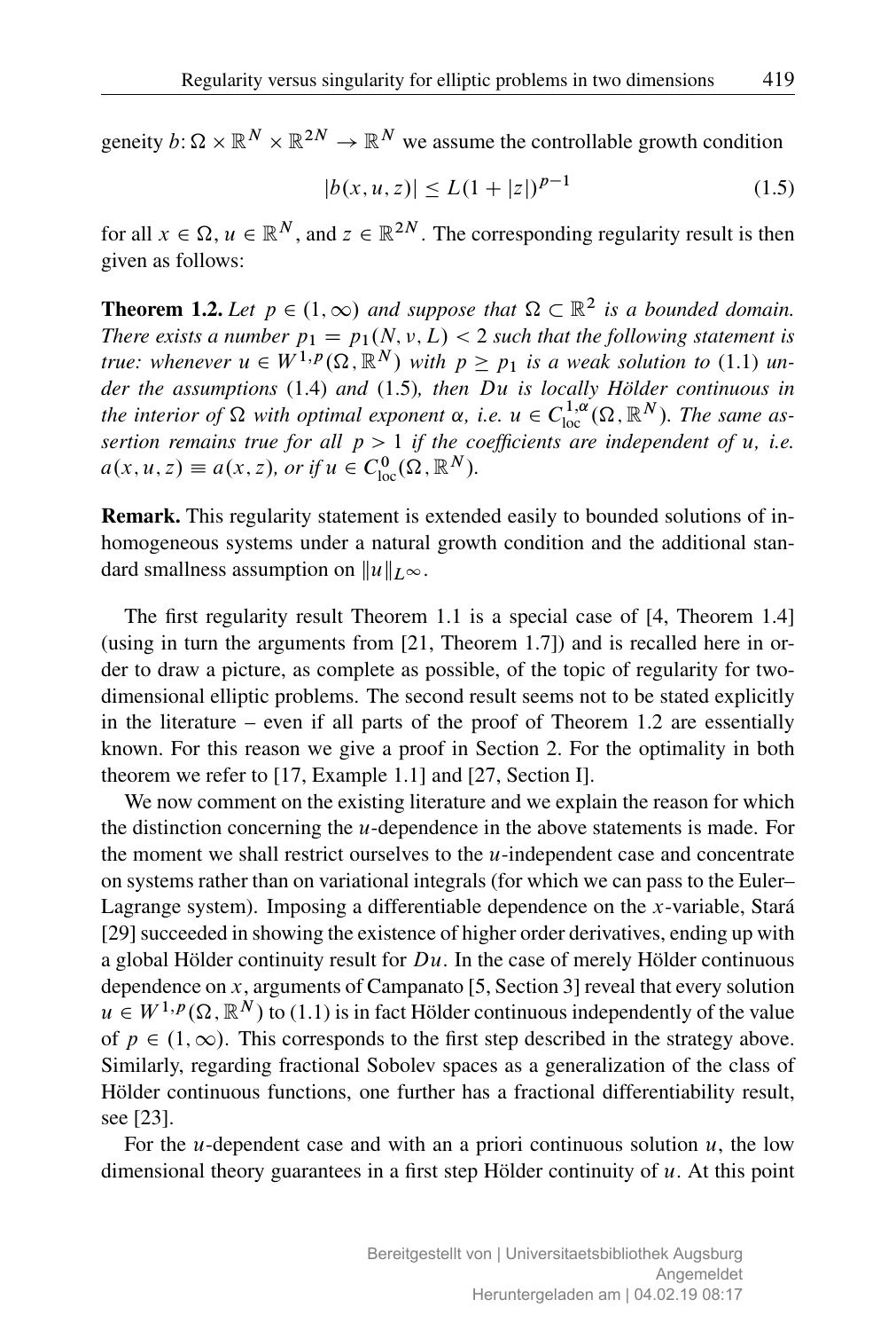geneity $b: \Omega \times \mathbb{R}^N \times \mathbb{R}^{2N} \to \mathbb{R}^N$ we assume the controllable growth condition

$$|b(x, u, z)| \le L(1 + |z|)^{p-1} \tag{1.5}$$

for all $x \in \Omega$, $u \in \mathbb{R}^N$, and $z \in \mathbb{R}^{2N}$. The corresponding regularity result is then given as follows:

**Theorem 1.2.** *Let $p \in (1, \infty)$ and suppose that $\Omega \subset \mathbb{R}^2$ is a bounded domain. There exists a number $p_1 = p_1(N, \nu, L) < 2$ such that the following statement is true: whenever $u \in W^{1,p}(\Omega, \mathbb{R}^N)$ with $p \ge p_1$ is a weak solution to* (1.1) *under the assumptions* (1.4) *and* (1.5)*, then $Du$ is locally Hölder continuous in the interior of $\Omega$ with optimal exponent $\alpha$, i.e. $u \in C^{1,\alpha}_{\mathrm{loc}}(\Omega, \mathbb{R}^N)$. The same assertion remains true for all $p > 1$ if the coefficients are independent of $u$, i.e. $a(x, u, z) \equiv a(x, z)$, or if $u \in C^0_{\mathrm{loc}}(\Omega, \mathbb{R}^N)$.*

**Remark.** This regularity statement is extended easily to bounded solutions of inhomogeneous systems under a natural growth condition and the additional standard smallness assumption on $\|u\|_{L^\infty}$.

The first regularity result Theorem 1.1 is a special case of [4, Theorem 1.4] (using in turn the arguments from [21, Theorem 1.7]) and is recalled here in order to draw a picture, as complete as possible, of the topic of regularity for two-dimensional elliptic problems. The second result seems not to be stated explicitly in the literature – even if all parts of the proof of Theorem 1.2 are essentially known. For this reason we give a proof in Section 2. For the optimality in both theorem we refer to [17, Example 1.1] and [27, Section I].

We now comment on the existing literature and we explain the reason for which the distinction concerning the $u$-dependence in the above statements is made. For the moment we shall restrict ourselves to the $u$-independent case and concentrate on systems rather than on variational integrals (for which we can pass to the Euler–Lagrange system). Imposing a differentiable dependence on the $x$-variable, Stará [29] succeeded in showing the existence of higher order derivatives, ending up with a global Hölder continuity result for $Du$. In the case of merely Hölder continuous dependence on $x$, arguments of Campanato [5, Section 3] reveal that every solution $u \in W^{1,p}(\Omega, \mathbb{R}^N)$ to (1.1) is in fact Hölder continuous independently of the value of $p \in (1, \infty)$. This corresponds to the first step described in the strategy above. Similarly, regarding fractional Sobolev spaces as a generalization of the class of Hölder continuous functions, one further has a fractional differentiability result, see [23].

For the $u$-dependent case and with an a priori continuous solution $u$, the low dimensional theory guarantees in a first step Hölder continuity of $u$. At this point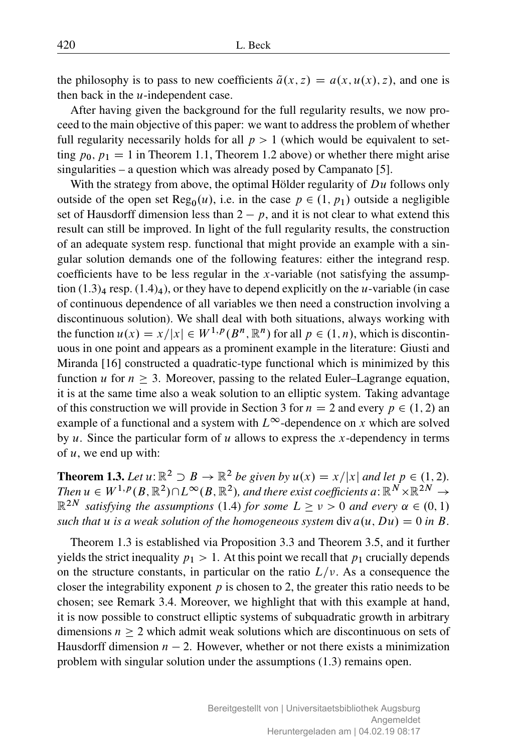the philosophy is to pass to new coefficients $\tilde{a}(x, z) = a(x, u(x), z)$, and one is then back in the $u$-independent case.

After having given the background for the full regularity results, we now proceed to the main objective of this paper: we want to address the problem of whether full regularity necessarily holds for all $p > 1$ (which would be equivalent to setting $p_0, p_1 = 1$ in Theorem 1.1, Theorem 1.2 above) or whether there might arise singularities – a question which was already posed by Campanato [5].

With the strategy from above, the optimal Hölder regularity of $Du$ follows only outside of the open set $\mathrm{Reg}_0(u)$, i.e. in the case $p \in (1, p_1)$ outside a negligible set of Hausdorff dimension less than $2 - p$, and it is not clear to what extend this result can still be improved. In light of the full regularity results, the construction of an adequate system resp. functional that might provide an example with a singular solution demands one of the following features: either the integrand resp. coefficients have to be less regular in the $x$-variable (not satisfying the assumption $(1.3)_4$ resp. $(1.4)_4$), or they have to depend explicitly on the $u$-variable (in case of continuous dependence of all variables we then need a construction involving a discontinuous solution). We shall deal with both situations, always working with the function $u(x) = x/|x| \in W^{1,p}(B^n, \mathbb{R}^n)$ for all $p \in (1, n)$, which is discontinuous in one point and appears as a prominent example in the literature: Giusti and Miranda [16] constructed a quadratic-type functional which is minimized by this function $u$ for $n \geq 3$. Moreover, passing to the related Euler–Lagrange equation, it is at the same time also a weak solution to an elliptic system. Taking advantage of this construction we will provide in Section 3 for $n = 2$ and every $p \in (1, 2)$ an example of a functional and a system with $L^\infty$-dependence on $x$ which are solved by $u$. Since the particular form of $u$ allows to express the $x$-dependency in terms of $u$, we end up with:

**Theorem 1.3.** *Let $u : \mathbb{R}^2 \supset B \to \mathbb{R}^2$ be given by $u(x) = x/|x|$ and let $p \in (1, 2)$. Then $u \in W^{1,p}(B, \mathbb{R}^2) \cap L^\infty(B, \mathbb{R}^2)$, and there exist coefficients $a : \mathbb{R}^N \times \mathbb{R}^{2N} \to \mathbb{R}^{2N}$ satisfying the assumptions* (1.4) *for some $L \geq \nu > 0$ and every $\alpha \in (0, 1)$ such that $u$ is a weak solution of the homogeneous system $\operatorname{div} a(u, Du) = 0$ in $B$.*

Theorem 1.3 is established via Proposition 3.3 and Theorem 3.5, and it further yields the strict inequality $p_1 > 1$. At this point we recall that $p_1$ crucially depends on the structure constants, in particular on the ratio $L/\nu$. As a consequence the closer the integrability exponent $p$ is chosen to 2, the greater this ratio needs to be chosen; see Remark 3.4. Moreover, we highlight that with this example at hand, it is now possible to construct elliptic systems of subquadratic growth in arbitrary dimensions $n \geq 2$ which admit weak solutions which are discontinuous on sets of Hausdorff dimension $n - 2$. However, whether or not there exists a minimization problem with singular solution under the assumptions (1.3) remains open.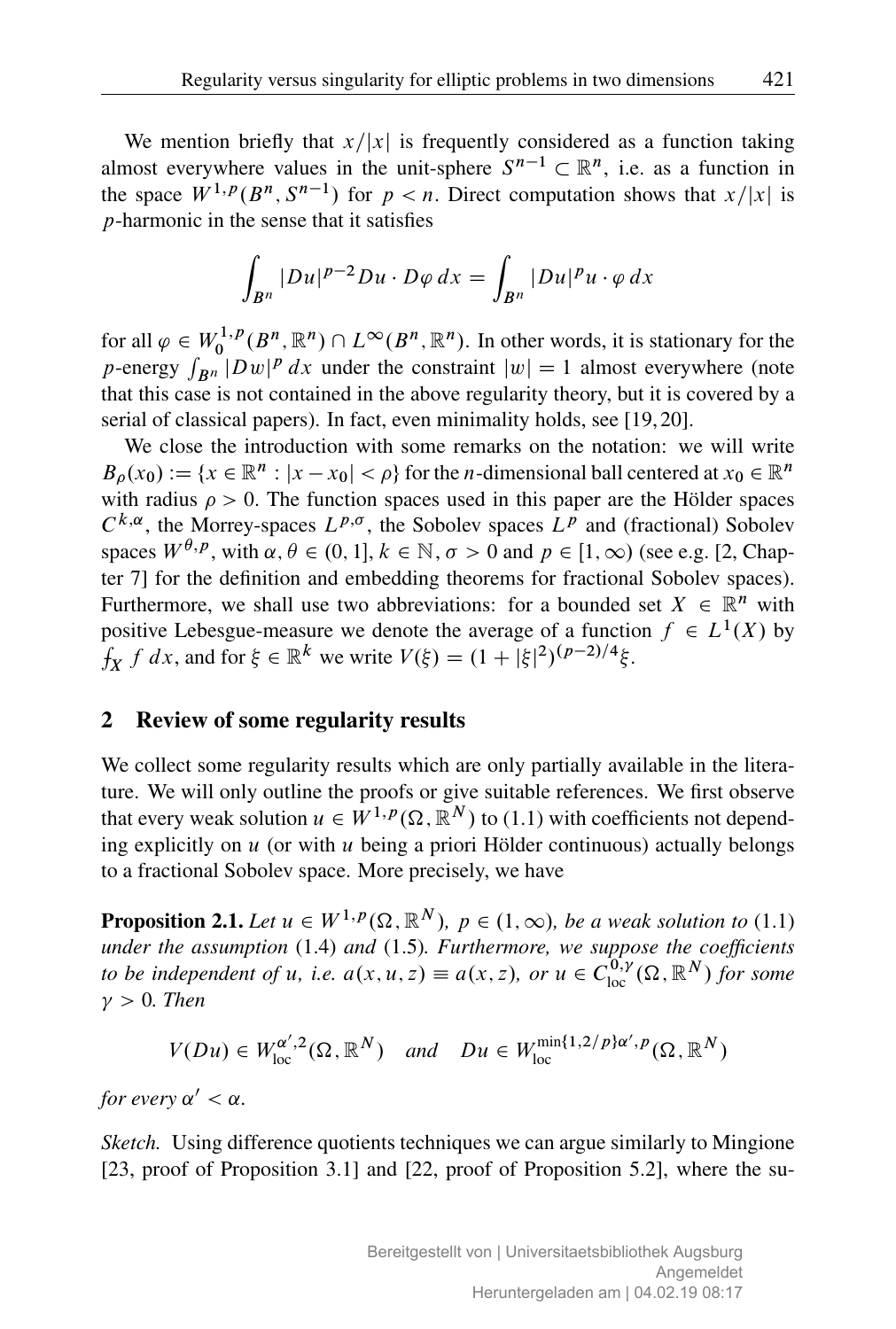We mention briefly that $x/|x|$ is frequently considered as a function taking almost everywhere values in the unit-sphere $S^{n-1} \subset \mathbb{R}^n$, i.e. as a function in the space $W^{1,p}(B^n, S^{n-1})$ for $p < n$. Direct computation shows that $x/|x|$ is $p$-harmonic in the sense that it satisfies

$$\int_{B^n} |Du|^{p-2} Du \cdot D\varphi \, dx = \int_{B^n} |Du|^p u \cdot \varphi \, dx$$

for all $\varphi \in W_0^{1,p}(B^n, \mathbb{R}^n) \cap L^\infty(B^n, \mathbb{R}^n)$. In other words, it is stationary for the $p$-energy $\int_{B^n} |Dw|^p \, dx$ under the constraint $|w| = 1$ almost everywhere (note that this case is not contained in the above regularity theory, but it is covered by a serial of classical papers). In fact, even minimality holds, see [19, 20].

We close the introduction with some remarks on the notation: we will write $B_\rho(x_0) := \{x \in \mathbb{R}^n : |x - x_0| < \rho\}$ for the $n$-dimensional ball centered at $x_0 \in \mathbb{R}^n$ with radius $\rho > 0$. The function spaces used in this paper are the Hölder spaces $C^{k,\alpha}$, the Morrey-spaces $L^{p,\sigma}$, the Sobolev spaces $L^p$ and (fractional) Sobolev spaces $W^{\theta,p}$, with $\alpha, \theta \in (0, 1]$, $k \in \mathbb{N}$, $\sigma > 0$ and $p \in [1, \infty)$ (see e.g. [2, Chapter 7] for the definition and embedding theorems for fractional Sobolev spaces). Furthermore, we shall use two abbreviations: for a bounded set $X \in \mathbb{R}^n$ with positive Lebesgue-measure we denote the average of a function $f \in L^1(X)$ by $\fint_X f \, dx$, and for $\xi \in \mathbb{R}^k$ we write $V(\xi) = (1 + |\xi|^2)^{(p-2)/4} \xi$.

## 2 Review of some regularity results

We collect some regularity results which are only partially available in the literature. We will only outline the proofs or give suitable references. We first observe that every weak solution $u \in W^{1,p}(\Omega, \mathbb{R}^N)$ to (1.1) with coefficients not depending explicitly on $u$ (or with $u$ being a priori Hölder continuous) actually belongs to a fractional Sobolev space. More precisely, we have

**Proposition 2.1.** *Let $u \in W^{1,p}(\Omega, \mathbb{R}^N)$, $p \in (1, \infty)$, be a weak solution to* (1.1) *under the assumption* (1.4) *and* (1.5)*. Furthermore, we suppose the coefficients to be independent of $u$, i.e. $a(x, u, z) \equiv a(x, z)$, or $u \in C^{0,\gamma}_{\mathrm{loc}}(\Omega, \mathbb{R}^N)$ for some $\gamma > 0$. Then*

$$V(Du) \in W^{\alpha',2}_{\mathrm{loc}}(\Omega, \mathbb{R}^N) \quad \textit{and} \quad Du \in W^{\min\{1,2/p\}\alpha',p}_{\mathrm{loc}}(\Omega, \mathbb{R}^N)$$

*for every $\alpha' < \alpha$.*

*Sketch.* Using difference quotients techniques we can argue similarly to Mingione [23, proof of Proposition 3.1] and [22, proof of Proposition 5.2], where the su-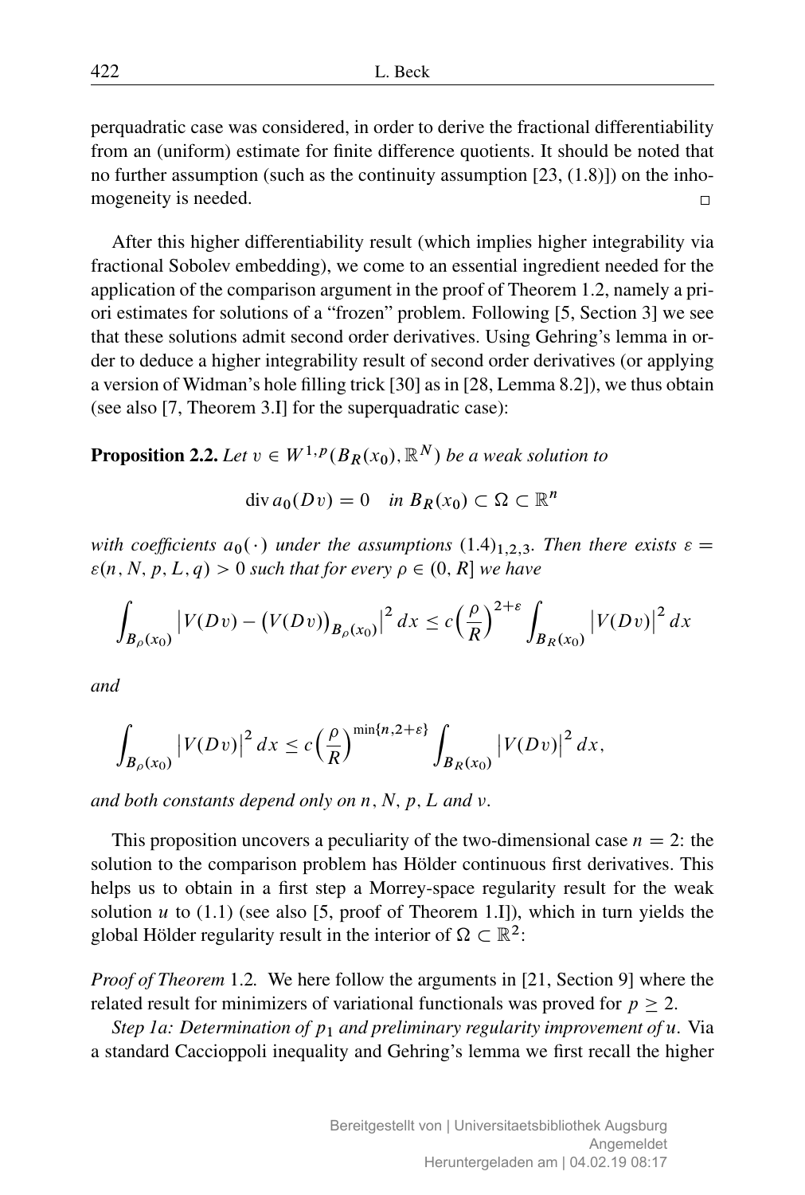perquadratic case was considered, in order to derive the fractional differentiability from an (uniform) estimate for finite difference quotients. It should be noted that no further assumption (such as the continuity assumption [23, (1.8)]) on the inhomogeneity is needed. □

After this higher differentiability result (which implies higher integrability via fractional Sobolev embedding), we come to an essential ingredient needed for the application of the comparison argument in the proof of Theorem 1.2, namely a priori estimates for solutions of a "frozen" problem. Following [5, Section 3] we see that these solutions admit second order derivatives. Using Gehring's lemma in order to deduce a higher integrability result of second order derivatives (or applying a version of Widman's hole filling trick [30] as in [28, Lemma 8.2]), we thus obtain (see also [7, Theorem 3.I] for the superquadratic case):

**Proposition 2.2.** *Let $v \in W^{1,p}(B_R(x_0), \mathbb{R}^N)$ be a weak solution to*

$$\operatorname{div} a_0(Dv) = 0 \quad \text{in } B_R(x_0) \subset \Omega \subset \mathbb{R}^n$$

*with coefficients $a_0(\cdot)$ under the assumptions $(1.4)_{1,2,3}$. Then there exists $\varepsilon = \varepsilon(n, N, p, L, q) > 0$ such that for every $\rho \in (0, R]$ we have*

$$\int_{B_\rho(x_0)} \big|V(Dv) - \big(V(Dv)\big)_{B_\rho(x_0)}\big|^2 \, dx \le c\Big(\frac{\rho}{R}\Big)^{2+\varepsilon} \int_{B_R(x_0)} \big|V(Dv)\big|^2 \, dx$$

*and*

$$\int_{B_\rho(x_0)} \big|V(Dv)\big|^2 \, dx \le c\Big(\frac{\rho}{R}\Big)^{\min\{n,2+\varepsilon\}} \int_{B_R(x_0)} \big|V(Dv)\big|^2 \, dx,$$

*and both constants depend only on $n$, $N$, $p$, $L$ and $\nu$.*

This proposition uncovers a peculiarity of the two-dimensional case $n = 2$: the solution to the comparison problem has Hölder continuous first derivatives. This helps us to obtain in a first step a Morrey-space regularity result for the weak solution $u$ to (1.1) (see also [5, proof of Theorem 1.I]), which in turn yields the global Hölder regularity result in the interior of $\Omega \subset \mathbb{R}^2$:

*Proof of Theorem* 1.2. We here follow the arguments in [21, Section 9] where the related result for minimizers of variational functionals was proved for $p \ge 2$.

*Step 1a: Determination of $p_1$ and preliminary regularity improvement of $u$.* Via a standard Caccioppoli inequality and Gehring's lemma we first recall the higher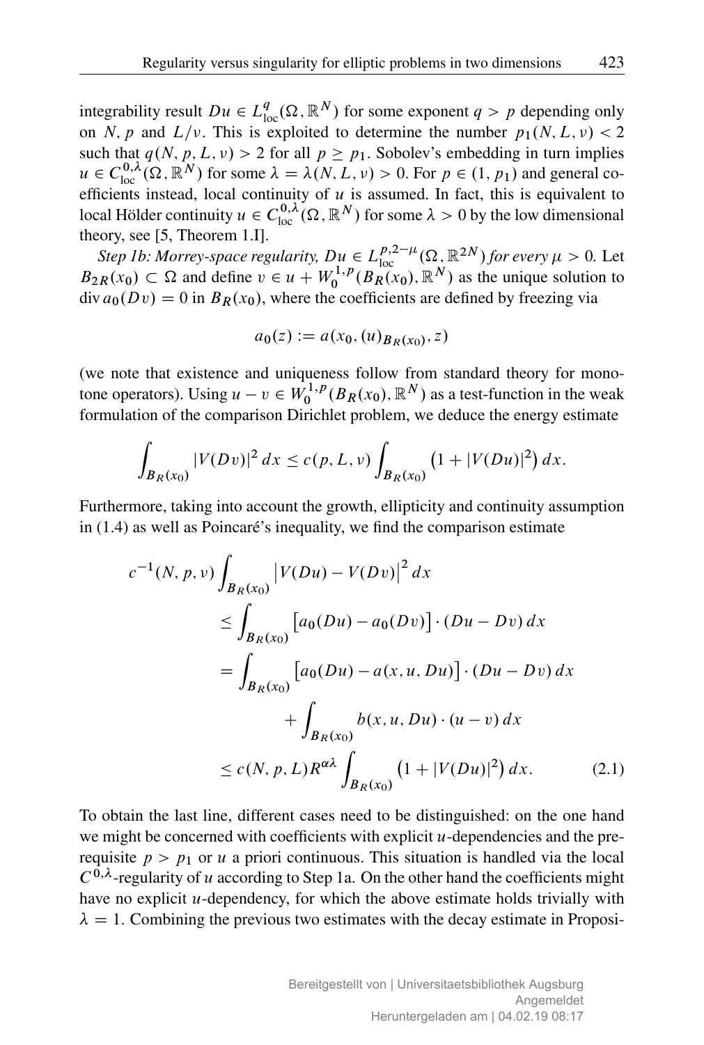integrability result $Du \in L^q_{\mathrm{loc}}(\Omega, \mathbb{R}^N)$ for some exponent $q > p$ depending only on $N$, $p$ and $L/\nu$. This is exploited to determine the number $p_1(N, L, \nu) < 2$ such that $q(N, p, L, \nu) > 2$ for all $p \geq p_1$. Sobolev's embedding in turn implies $u \in C^{0,\lambda}_{\mathrm{loc}}(\Omega, \mathbb{R}^N)$ for some $\lambda = \lambda(N, L, \nu) > 0$. For $p \in (1, p_1)$ and general coefficients instead, local continuity of $u$ is assumed. In fact, this is equivalent to local Hölder continuity $u \in C^{0,\lambda}_{\mathrm{loc}}(\Omega, \mathbb{R}^N)$ for some $\lambda > 0$ by the low dimensional theory, see [5, Theorem 1.I].

*Step 1b: Morrey-space regularity, $Du \in L^{p,2-\mu}_{\mathrm{loc}}(\Omega, \mathbb{R}^{2N})$ for every $\mu > 0$.* Let $B_{2R}(x_0) \subset \Omega$ and define $v \in u + W^{1,p}_0(B_R(x_0), \mathbb{R}^N)$ as the unique solution to $\operatorname{div} a_0(Dv) = 0$ in $B_R(x_0)$, where the coefficients are defined by freezing via

$$a_0(z) := a(x_0, (u)_{B_R(x_0)}, z)$$

(we note that existence and uniqueness follow from standard theory for monotone operators). Using $u - v \in W^{1,p}_0(B_R(x_0), \mathbb{R}^N)$ as a test-function in the weak formulation of the comparison Dirichlet problem, we deduce the energy estimate

$$\int_{B_R(x_0)} |V(Dv)|^2 \, dx \leq c(p, L, \nu) \int_{B_R(x_0)} \left(1 + |V(Du)|^2\right) dx.$$

Furthermore, taking into account the growth, ellipticity and continuity assumption in (1.4) as well as Poincaré's inequality, we find the comparison estimate

$$\begin{aligned}
c^{-1}(N, p, \nu) \int_{B_R(x_0)} \left|V(Du) - V(Dv)\right|^2 dx
&\leq \int_{B_R(x_0)} \left[a_0(Du) - a_0(Dv)\right] \cdot (Du - Dv) \, dx \\
&= \int_{B_R(x_0)} \left[a_0(Du) - a(x, u, Du)\right] \cdot (Du - Dv) \, dx \\
&\qquad + \int_{B_R(x_0)} b(x, u, Du) \cdot (u - v) \, dx \\
&\leq c(N, p, L) R^{\alpha\lambda} \int_{B_R(x_0)} \left(1 + |V(Du)|^2\right) dx. \qquad (2.1)
\end{aligned}$$

To obtain the last line, different cases need to be distinguished: on the one hand we might be concerned with coefficients with explicit $u$-dependencies and the prerequisite $p > p_1$ or $u$ a priori continuous. This situation is handled via the local $C^{0,\lambda}$-regularity of $u$ according to Step 1a. On the other hand the coefficients might have no explicit $u$-dependency, for which the above estimate holds trivially with $\lambda = 1$. Combining the previous two estimates with the decay estimate in Proposi-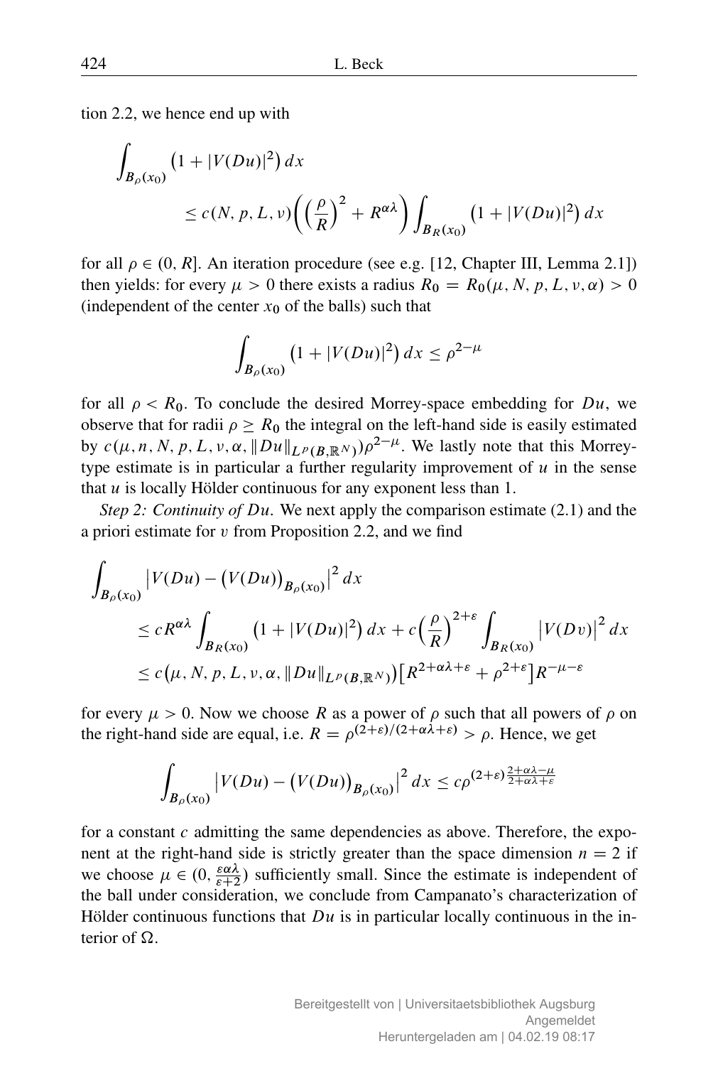tion 2.2, we hence end up with

$$\int_{B_\rho(x_0)} \big(1+|V(Du)|^2\big)\,dx \leq c(N,p,L,\nu)\bigg(\Big(\frac{\rho}{R}\Big)^2 + R^{\alpha\lambda}\bigg)\int_{B_R(x_0)} \big(1+|V(Du)|^2\big)\,dx$$

for all $\rho \in (0,R]$. An iteration procedure (see e.g. [12, Chapter III, Lemma 2.1]) then yields: for every $\mu > 0$ there exists a radius $R_0 = R_0(\mu, N, p, L, \nu, \alpha) > 0$ (independent of the center $x_0$ of the balls) such that

$$\int_{B_\rho(x_0)} \big(1+|V(Du)|^2\big)\,dx \leq \rho^{2-\mu}$$

for all $\rho < R_0$. To conclude the desired Morrey-space embedding for $Du$, we observe that for radii $\rho \geq R_0$ the integral on the left-hand side is easily estimated by $c(\mu, n, N, p, L, \nu, \alpha, \|Du\|_{L^p(B,\mathbb{R}^N)})\rho^{2-\mu}$. We lastly note that this Morrey-type estimate is in particular a further regularity improvement of $u$ in the sense that $u$ is locally Hölder continuous for any exponent less than 1.

*Step 2: Continuity of $Du$.* We next apply the comparison estimate (2.1) and the a priori estimate for $v$ from Proposition 2.2, and we find

$$\begin{aligned}
\int_{B_\rho(x_0)} \big|V(Du) - \big(V(Du)\big)_{B_\rho(x_0)}\big|^2\,dx
&\leq cR^{\alpha\lambda}\int_{B_R(x_0)} \big(1+|V(Du)|^2\big)\,dx + c\Big(\frac{\rho}{R}\Big)^{2+\varepsilon}\int_{B_R(x_0)} \big|V(Dv)\big|^2\,dx \\
&\leq c\big(\mu, N, p, L, \nu, \alpha, \|Du\|_{L^p(B,\mathbb{R}^N)}\big)\big[R^{2+\alpha\lambda+\varepsilon} + \rho^{2+\varepsilon}\big]R^{-\mu-\varepsilon}
\end{aligned}$$

for every $\mu > 0$. Now we choose $R$ as a power of $\rho$ such that all powers of $\rho$ on the right-hand side are equal, i.e. $R = \rho^{(2+\varepsilon)/(2+\alpha\lambda+\varepsilon)} > \rho$. Hence, we get

$$\int_{B_\rho(x_0)} \big|V(Du) - \big(V(Du)\big)_{B_\rho(x_0)}\big|^2\,dx \leq c\rho^{(2+\varepsilon)\frac{2+\alpha\lambda-\mu}{2+\alpha\lambda+\varepsilon}}$$

for a constant $c$ admitting the same dependencies as above. Therefore, the exponent at the right-hand side is strictly greater than the space dimension $n=2$ if we choose $\mu \in (0, \frac{\varepsilon\alpha\lambda}{\varepsilon+2})$ sufficiently small. Since the estimate is independent of the ball under consideration, we conclude from Campanato's characterization of Hölder continuous functions that $Du$ is in particular locally continuous in the interior of $\Omega$.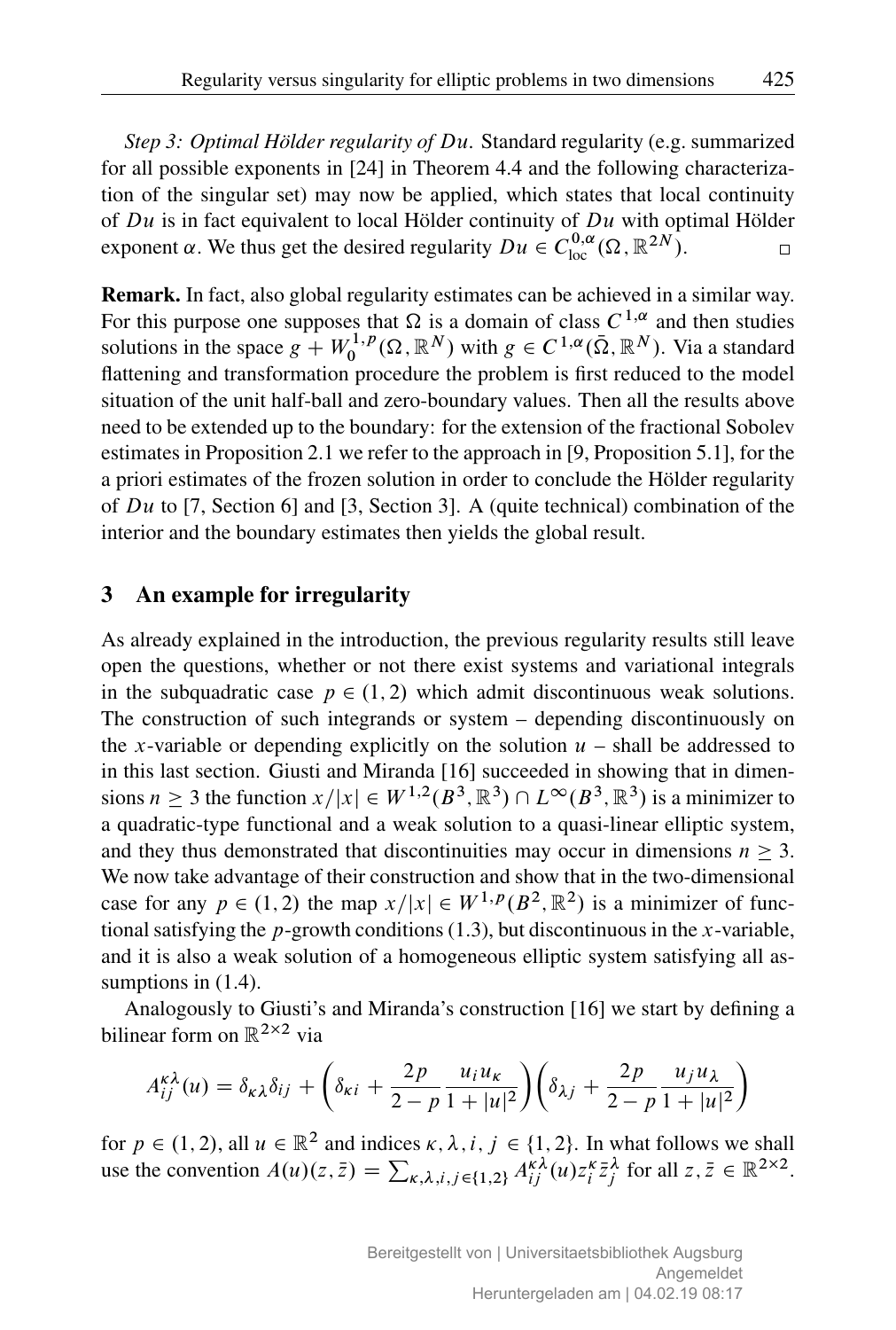*Step 3: Optimal Hölder regularity of $Du$.* Standard regularity (e.g. summarized for all possible exponents in [24] in Theorem 4.4 and the following characterization of the singular set) may now be applied, which states that local continuity of $Du$ is in fact equivalent to local Hölder continuity of $Du$ with optimal Hölder exponent $\alpha$. We thus get the desired regularity $Du \in C^{0,\alpha}_{\mathrm{loc}}(\Omega, \mathbb{R}^{2N})$. □

**Remark.** In fact, also global regularity estimates can be achieved in a similar way. For this purpose one supposes that $\Omega$ is a domain of class $C^{1,\alpha}$ and then studies solutions in the space $g + W^{1,p}_0(\Omega, \mathbb{R}^N)$ with $g \in C^{1,\alpha}(\bar{\Omega}, \mathbb{R}^N)$. Via a standard flattening and transformation procedure the problem is first reduced to the model situation of the unit half-ball and zero-boundary values. Then all the results above need to be extended up to the boundary: for the extension of the fractional Sobolev estimates in Proposition 2.1 we refer to the approach in [9, Proposition 5.1], for the a priori estimates of the frozen solution in order to conclude the Hölder regularity of $Du$ to [7, Section 6] and [3, Section 3]. A (quite technical) combination of the interior and the boundary estimates then yields the global result.

## 3 An example for irregularity

As already explained in the introduction, the previous regularity results still leave open the questions, whether or not there exist systems and variational integrals in the subquadratic case $p \in (1, 2)$ which admit discontinuous weak solutions. The construction of such integrands or system – depending discontinuously on the $x$-variable or depending explicitly on the solution $u$ – shall be addressed to in this last section. Giusti and Miranda [16] succeeded in showing that in dimensions $n \geq 3$ the function $x/|x| \in W^{1,2}(B^3, \mathbb{R}^3) \cap L^\infty(B^3, \mathbb{R}^3)$ is a minimizer to a quadratic-type functional and a weak solution to a quasi-linear elliptic system, and they thus demonstrated that discontinuities may occur in dimensions $n \geq 3$. We now take advantage of their construction and show that in the two-dimensional case for any $p \in (1, 2)$ the map $x/|x| \in W^{1,p}(B^2, \mathbb{R}^2)$ is a minimizer of functional satisfying the $p$-growth conditions (1.3), but discontinuous in the $x$-variable, and it is also a weak solution of a homogeneous elliptic system satisfying all assumptions in (1.4).

Analogously to Giusti's and Miranda's construction [16] we start by defining a bilinear form on $\mathbb{R}^{2\times 2}$ via

$$A^{\kappa\lambda}_{ij}(u) = \delta_{\kappa\lambda}\delta_{ij} + \left(\delta_{\kappa i} + \frac{2p}{2-p}\frac{u_i u_\kappa}{1+|u|^2}\right)\left(\delta_{\lambda j} + \frac{2p}{2-p}\frac{u_j u_\lambda}{1+|u|^2}\right)$$

for $p \in (1, 2)$, all $u \in \mathbb{R}^2$ and indices $\kappa, \lambda, i, j \in \{1, 2\}$. In what follows we shall use the convention $A(u)(z, \bar{z}) = \sum_{\kappa,\lambda,i,j\in\{1,2\}} A^{\kappa\lambda}_{ij}(u) z^\kappa_i \bar{z}^\lambda_j$ for all $z, \bar{z} \in \mathbb{R}^{2\times 2}$.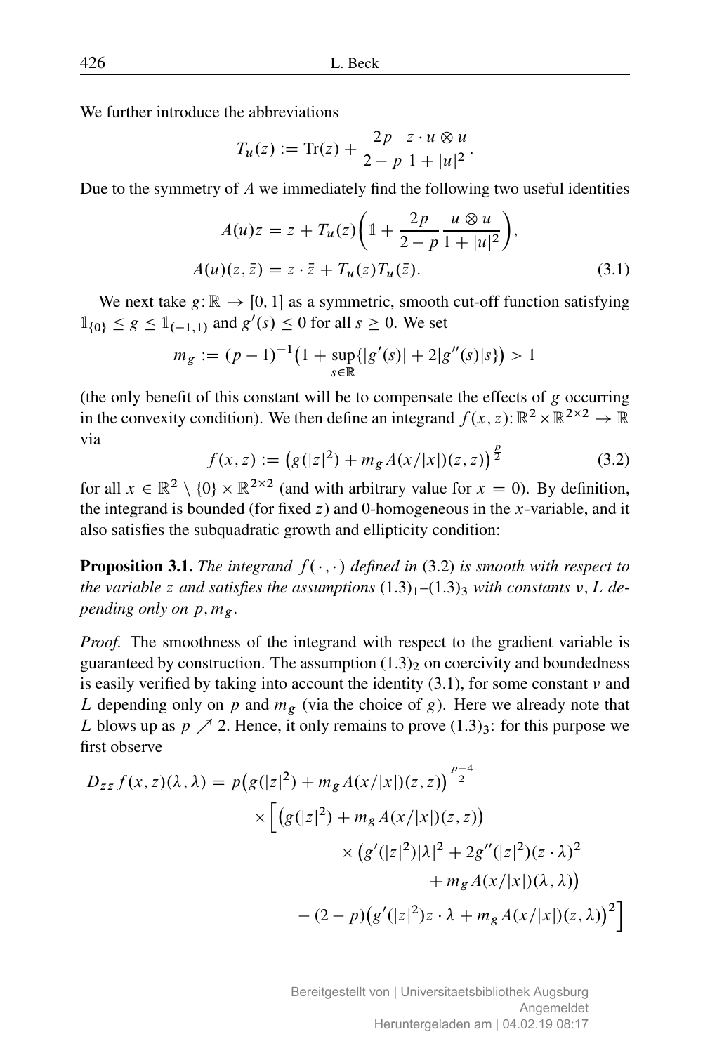We further introduce the abbreviations

$$T_u(z) := \operatorname{Tr}(z) + \frac{2p}{2-p} \frac{z \cdot u \otimes u}{1+|u|^2}.$$

Due to the symmetry of $A$ we immediately find the following two useful identities

$$\begin{aligned} A(u)z &= z + T_u(z)\bigg(\mathbb{1} + \frac{2p}{2-p}\frac{u \otimes u}{1+|u|^2}\bigg), \\ A(u)(z,\bar{z}) &= z \cdot \bar{z} + T_u(z) T_u(\bar{z}). \end{aligned} \tag{3.1}$$

We next take $g\colon \mathbb{R} \to [0,1]$ as a symmetric, smooth cut-off function satisfying $\mathbb{1}_{\{0\}} \le g \le \mathbb{1}_{(-1,1)}$ and $g'(s) \le 0$ for all $s \ge 0$. We set

$$m_g := (p-1)^{-1}\big(1 + \sup_{s\in\mathbb{R}}\{|g'(s)| + 2|g''(s)|s\}\big) > 1$$

(the only benefit of this constant will be to compensate the effects of $g$ occurring in the convexity condition). We then define an integrand $f(x,z)\colon \mathbb{R}^2 \times \mathbb{R}^{2\times 2} \to \mathbb{R}$ via

$$f(x,z) := \big(g(|z|^2) + m_g A(x/|x|)(z,z)\big)^{\frac{p}{2}} \tag{3.2}$$

for all $x \in \mathbb{R}^2 \setminus \{0\} \times \mathbb{R}^{2\times 2}$ (and with arbitrary value for $x = 0$). By definition, the integrand is bounded (for fixed $z$) and 0-homogeneous in the $x$-variable, and it also satisfies the subquadratic growth and ellipticity condition:

**Proposition 3.1.** *The integrand $f(\cdot,\cdot)$ defined in* (3.2) *is smooth with respect to the variable $z$ and satisfies the assumptions* $(1.3)_1$–$(1.3)_3$ *with constants $\nu, L$ depending only on $p, m_g$.*

*Proof.* The smoothness of the integrand with respect to the gradient variable is guaranteed by construction. The assumption $(1.3)_2$ on coercivity and boundedness is easily verified by taking into account the identity (3.1), for some constant $\nu$ and $L$ depending only on $p$ and $m_g$ (via the choice of $g$). Here we already note that $L$ blows up as $p \nearrow 2$. Hence, it only remains to prove $(1.3)_3$: for this purpose we first observe

$$\begin{aligned} D_{zz} f(x,z)(\lambda,\lambda) = p\big(g(|z|^2) &+ m_g A(x/|x|)(z,z)\big)^{\frac{p-4}{2}} \\ \times \Big[ \big(g(|z|^2) &+ m_g A(x/|x|)(z,z)\big) \\ &\times \big(g'(|z|^2)|\lambda|^2 + 2g''(|z|^2)(z\cdot\lambda)^2 \\ &\qquad + m_g A(x/|x|)(\lambda,\lambda)\big) \\ &- (2-p)\big(g'(|z|^2) z\cdot\lambda + m_g A(x/|x|)(z,\lambda)\big)^2 \Big] \end{aligned}$$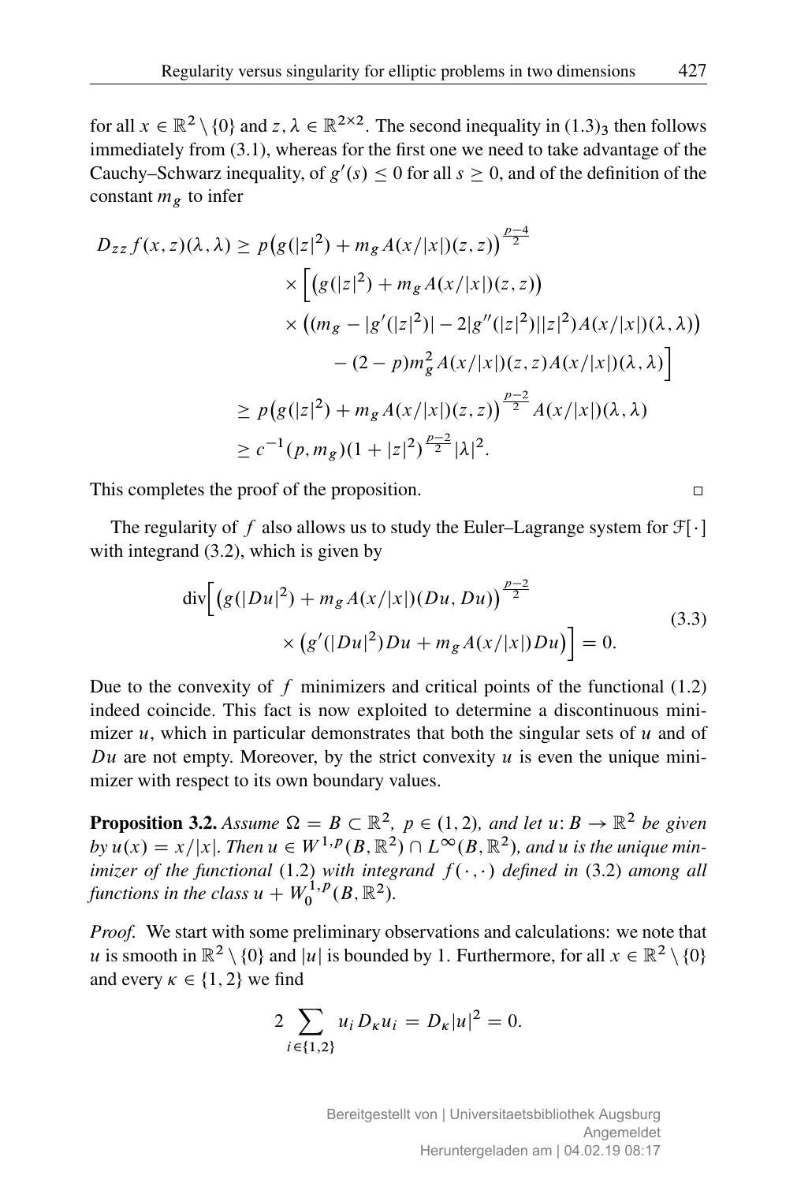for all $x \in \mathbb{R}^2 \setminus \{0\}$ and $z, \lambda \in \mathbb{R}^{2\times 2}$. The second inequality in $(1.3)_3$ then follows immediately from (3.1), whereas for the first one we need to take advantage of the Cauchy–Schwarz inequality, of $g'(s) \le 0$ for all $s \ge 0$, and of the definition of the constant $m_g$ to infer

$$
\begin{aligned}
D_{zz} f(x,z)(\lambda,\lambda) \ge\ & p\big(g(|z|^2) + m_g A(x/|x|)(z,z)\big)^{\frac{p-4}{2}} \\
& \times \Big[ \big(g(|z|^2) + m_g A(x/|x|)(z,z)\big) \\
& \times \big( (m_g - |g'(|z|^2)| - 2|g''(|z|^2)||z|^2) A(x/|x|)(\lambda,\lambda) \big) \\
& \quad - (2-p) m_g^2 A(x/|x|)(z,z) A(x/|x|)(\lambda,\lambda) \Big] \\
\ge\ & p\big(g(|z|^2) + m_g A(x/|x|)(z,z)\big)^{\frac{p-2}{2}} A(x/|x|)(\lambda,\lambda) \\
\ge\ & c^{-1}(p, m_g)(1+|z|^2)^{\frac{p-2}{2}} |\lambda|^2.
\end{aligned}
$$

This completes the proof of the proposition. □

The regularity of $f$ also allows us to study the Euler–Lagrange system for $\mathcal{F}[\cdot]$ with integrand (3.2), which is given by

$$
\begin{aligned}
\operatorname{div}\Big[ \big(g(|Du|^2) + m_g A(x/|x|)(Du, Du)\big)^{\frac{p-2}{2}} & \\
\times \big( g'(|Du|^2) Du + m_g A(x/|x|) Du \big) \Big] &= 0.
\end{aligned} \tag{3.3}
$$

Due to the convexity of $f$ minimizers and critical points of the functional (1.2) indeed coincide. This fact is now exploited to determine a discontinuous minimizer $u$, which in particular demonstrates that both the singular sets of $u$ and of $Du$ are not empty. Moreover, by the strict convexity $u$ is even the unique minimizer with respect to its own boundary values.

**Proposition 3.2.** *Assume $\Omega = B \subset \mathbb{R}^2$, $p \in (1,2)$, and let $u \colon B \to \mathbb{R}^2$ be given by $u(x) = x/|x|$. Then $u \in W^{1,p}(B, \mathbb{R}^2) \cap L^\infty(B, \mathbb{R}^2)$, and $u$ is the unique minimizer of the functional* (1.2) *with integrand $f(\cdot,\cdot)$ defined in* (3.2) *among all functions in the class $u + W_0^{1,p}(B, \mathbb{R}^2)$.*

*Proof.* We start with some preliminary observations and calculations: we note that $u$ is smooth in $\mathbb{R}^2 \setminus \{0\}$ and $|u|$ is bounded by 1. Furthermore, for all $x \in \mathbb{R}^2 \setminus \{0\}$ and every $\kappa \in \{1,2\}$ we find

$$
2 \sum_{i \in \{1,2\}} u_i D_\kappa u_i = D_\kappa |u|^2 = 0.
$$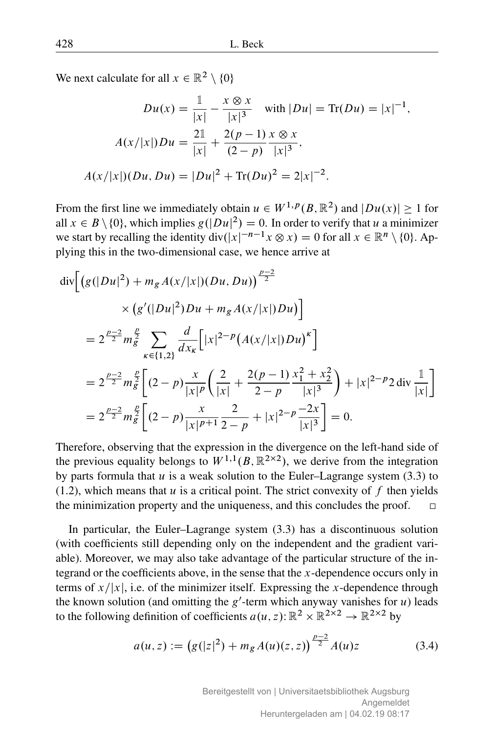We next calculate for all $x \in \mathbb{R}^2 \setminus \{0\}$

$$
\begin{aligned}
Du(x) &= \frac{\mathbb{1}}{|x|} - \frac{x \otimes x}{|x|^3} \quad \text{with } |Du| = \operatorname{Tr}(Du) = |x|^{-1}, \\
A(x/|x|)Du &= \frac{2\mathbb{1}}{|x|} + \frac{2(p-1)}{(2-p)} \frac{x \otimes x}{|x|^3}, \\
A(x/|x|)(Du, Du) &= |Du|^2 + \operatorname{Tr}(Du)^2 = 2|x|^{-2}.
\end{aligned}
$$

From the first line we immediately obtain $u \in W^{1,p}(B, \mathbb{R}^2)$ and $|Du(x)| \geq 1$ for all $x \in B \setminus \{0\}$, which implies $g(|Du|^2) = 0$. In order to verify that $u$ a minimizer we start by recalling the identity $\operatorname{div}(|x|^{-n-1} x \otimes x) = 0$ for all $x \in \mathbb{R}^n \setminus \{0\}$. Applying this in the two-dimensional case, we hence arrive at

$$
\begin{aligned}
&\operatorname{div}\Big[ \big( g(|Du|^2) + m_g A(x/|x|)(Du, Du) \big)^{\frac{p-2}{2}} \\
&\qquad \times \big( g'(|Du|^2) Du + m_g A(x/|x|) Du \big) \Big] \\
&= 2^{\frac{p-2}{2}} m_g^{\frac{p}{2}} \sum_{\kappa \in \{1,2\}} \frac{d}{dx_\kappa} \Big[ |x|^{2-p} \big( A(x/|x|) Du \big)^\kappa \Big] \\
&= 2^{\frac{p-2}{2}} m_g^{\frac{p}{2}} \bigg[ (2-p) \frac{x}{|x|^p} \bigg( \frac{2}{|x|} + \frac{2(p-1)}{2-p} \frac{x_1^2 + x_2^2}{|x|^3} \bigg) + |x|^{2-p} 2 \operatorname{div} \frac{\mathbb{1}}{|x|} \bigg] \\
&= 2^{\frac{p-2}{2}} m_g^{\frac{p}{2}} \bigg[ (2-p) \frac{x}{|x|^{p+1}} \frac{2}{2-p} + |x|^{2-p} \frac{-2x}{|x|^3} \bigg] = 0.
\end{aligned}
$$

Therefore, observing that the expression in the divergence on the left-hand side of the previous equality belongs to $W^{1,1}(B, \mathbb{R}^{2\times 2})$, we derive from the integration by parts formula that $u$ is a weak solution to the Euler–Lagrange system (3.3) to (1.2), which means that $u$ is a critical point. The strict convexity of $f$ then yields the minimization property and the uniqueness, and this concludes the proof. □

In particular, the Euler–Lagrange system (3.3) has a discontinuous solution (with coefficients still depending only on the independent and the gradient variable). Moreover, we may also take advantage of the particular structure of the integrand or the coefficients above, in the sense that the $x$-dependence occurs only in terms of $x/|x|$, i.e. of the minimizer itself. Expressing the $x$-dependence through the known solution (and omitting the $g'$-term which anyway vanishes for $u$) leads to the following definition of coefficients $a(u, z) \colon \mathbb{R}^2 \times \mathbb{R}^{2\times 2} \to \mathbb{R}^{2\times 2}$ by

$$
a(u, z) := \big( g(|z|^2) + m_g A(u)(z, z) \big)^{\frac{p-2}{2}} A(u) z \tag{3.4}
$$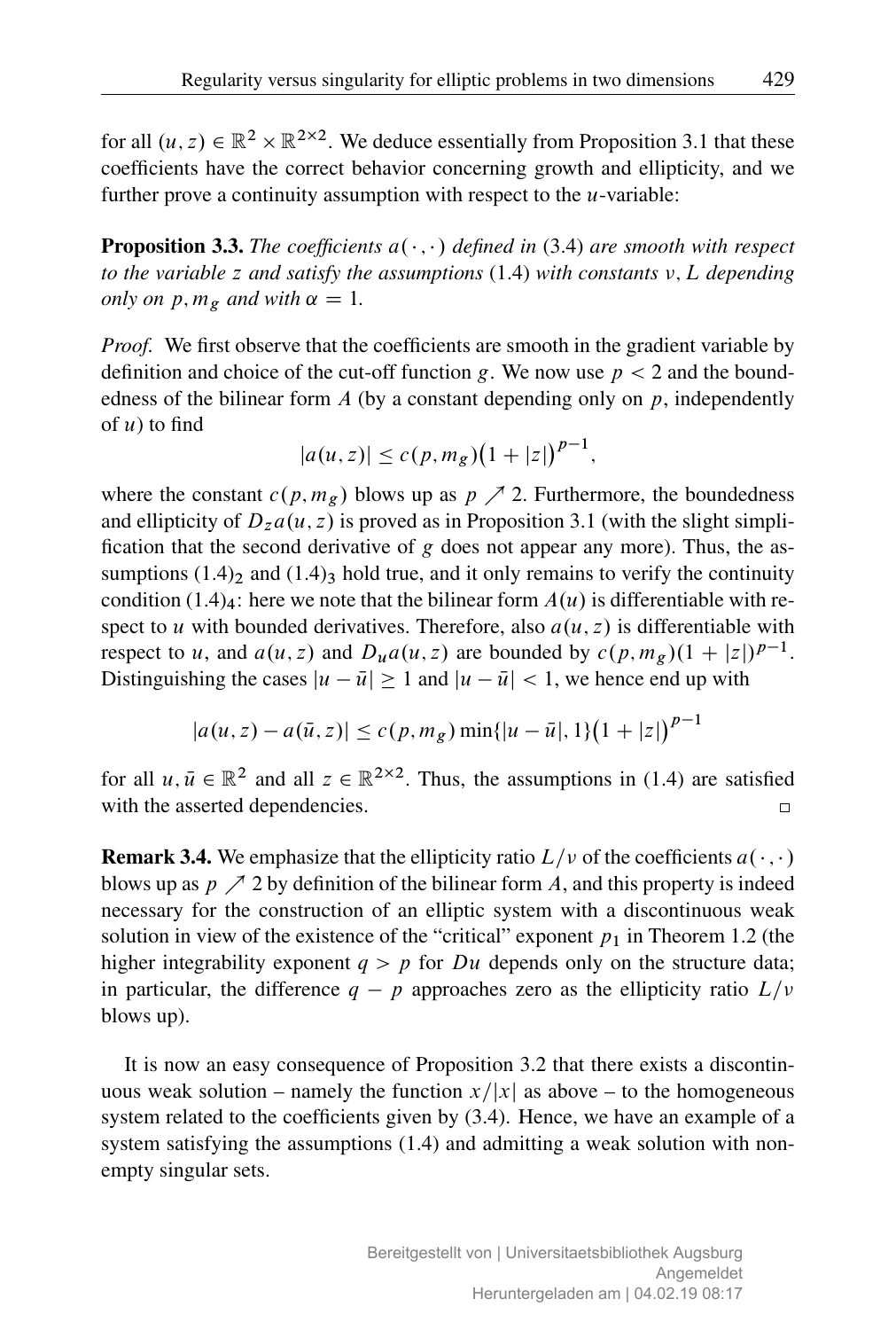for all $(u, z) \in \mathbb{R}^2 \times \mathbb{R}^{2\times 2}$. We deduce essentially from Proposition 3.1 that these coefficients have the correct behavior concerning growth and ellipticity, and we further prove a continuity assumption with respect to the $u$-variable:

**Proposition 3.3.** *The coefficients $a(\cdot,\cdot)$ defined in* (3.4) *are smooth with respect to the variable $z$ and satisfy the assumptions* (1.4) *with constants $\nu, L$ depending only on $p, m_g$ and with $\alpha = 1$.*

*Proof.* We first observe that the coefficients are smooth in the gradient variable by definition and choice of the cut-off function $g$. We now use $p < 2$ and the boundedness of the bilinear form $A$ (by a constant depending only on $p$, independently of $u$) to find

$$|a(u,z)| \leq c(p, m_g)\big(1 + |z|\big)^{p-1},$$

where the constant $c(p, m_g)$ blows up as $p \nearrow 2$. Furthermore, the boundedness and ellipticity of $D_z a(u,z)$ is proved as in Proposition 3.1 (with the slight simplification that the second derivative of $g$ does not appear any more). Thus, the assumptions $(1.4)_2$ and $(1.4)_3$ hold true, and it only remains to verify the continuity condition $(1.4)_4$: here we note that the bilinear form $A(u)$ is differentiable with respect to $u$ with bounded derivatives. Therefore, also $a(u,z)$ is differentiable with respect to $u$, and $a(u,z)$ and $D_u a(u,z)$ are bounded by $c(p, m_g)(1 + |z|)^{p-1}$. Distinguishing the cases $|u - \bar{u}| \geq 1$ and $|u - \bar{u}| < 1$, we hence end up with

$$|a(u,z) - a(\bar{u},z)| \leq c(p, m_g) \min\{|u - \bar{u}|, 1\}\big(1 + |z|\big)^{p-1}$$

for all $u, \bar{u} \in \mathbb{R}^2$ and all $z \in \mathbb{R}^{2\times 2}$. Thus, the assumptions in (1.4) are satisfied with the asserted dependencies. □

**Remark 3.4.** We emphasize that the ellipticity ratio $L/\nu$ of the coefficients $a(\cdot,\cdot)$ blows up as $p \nearrow 2$ by definition of the bilinear form $A$, and this property is indeed necessary for the construction of an elliptic system with a discontinuous weak solution in view of the existence of the "critical" exponent $p_1$ in Theorem 1.2 (the higher integrability exponent $q > p$ for $Du$ depends only on the structure data; in particular, the difference $q - p$ approaches zero as the ellipticity ratio $L/\nu$ blows up).

It is now an easy consequence of Proposition 3.2 that there exists a discontinuous weak solution – namely the function $x/|x|$ as above – to the homogeneous system related to the coefficients given by (3.4). Hence, we have an example of a system satisfying the assumptions (1.4) and admitting a weak solution with nonempty singular sets.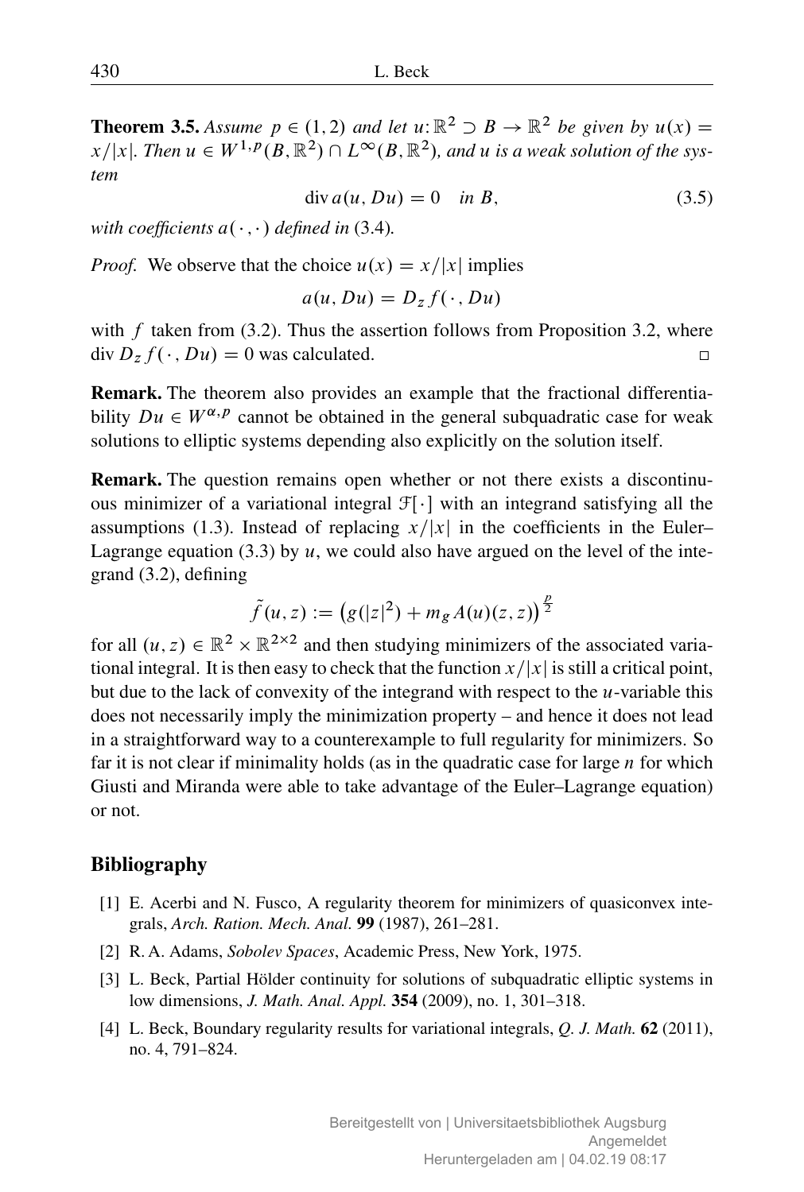**Theorem 3.5.** *Assume $p \in (1,2)$ and let $u\colon \mathbb{R}^2 \supset B \to \mathbb{R}^2$ be given by $u(x) = x/|x|$. Then $u \in W^{1,p}(B,\mathbb{R}^2) \cap L^\infty(B,\mathbb{R}^2)$, and $u$ is a weak solution of the system*

$$\operatorname{div} a(u, Du) = 0 \quad \text{in } B, \tag{3.5}$$

*with coefficients $a(\cdot,\cdot)$ defined in* (3.4)*.*

*Proof.* We observe that the choice $u(x) = x/|x|$ implies

$$a(u, Du) = D_z f(\cdot, Du)$$

with $f$ taken from (3.2). Thus the assertion follows from Proposition 3.2, where $\operatorname{div} D_z f(\cdot, Du) = 0$ was calculated. □

**Remark.** The theorem also provides an example that the fractional differentiability $Du \in W^{\alpha,p}$ cannot be obtained in the general subquadratic case for weak solutions to elliptic systems depending also explicitly on the solution itself.

**Remark.** The question remains open whether or not there exists a discontinuous minimizer of a variational integral $\mathcal{F}[\cdot]$ with an integrand satisfying all the assumptions (1.3). Instead of replacing $x/|x|$ in the coefficients in the Euler–Lagrange equation (3.3) by $u$, we could also have argued on the level of the integrand (3.2), defining

$$\tilde{f}(u,z) := \big(g(|z|^2) + m_g A(u)(z,z)\big)^{\frac{p}{2}}$$

for all $(u,z) \in \mathbb{R}^2 \times \mathbb{R}^{2\times 2}$ and then studying minimizers of the associated variational integral. It is then easy to check that the function $x/|x|$ is still a critical point, but due to the lack of convexity of the integrand with respect to the $u$-variable this does not necessarily imply the minimization property – and hence it does not lead in a straightforward way to a counterexample to full regularity for minimizers. So far it is not clear if minimality holds (as in the quadratic case for large $n$ for which Giusti and Miranda were able to take advantage of the Euler–Lagrange equation) or not.

## Bibliography

[1] E. Acerbi and N. Fusco, A regularity theorem for minimizers of quasiconvex integrals, *Arch. Ration. Mech. Anal.* **99** (1987), 261–281.

[2] R. A. Adams, *Sobolev Spaces*, Academic Press, New York, 1975.

[3] L. Beck, Partial Hölder continuity for solutions of subquadratic elliptic systems in low dimensions, *J. Math. Anal. Appl.* **354** (2009), no. 1, 301–318.

[4] L. Beck, Boundary regularity results for variational integrals, *Q. J. Math.* **62** (2011), no. 4, 791–824.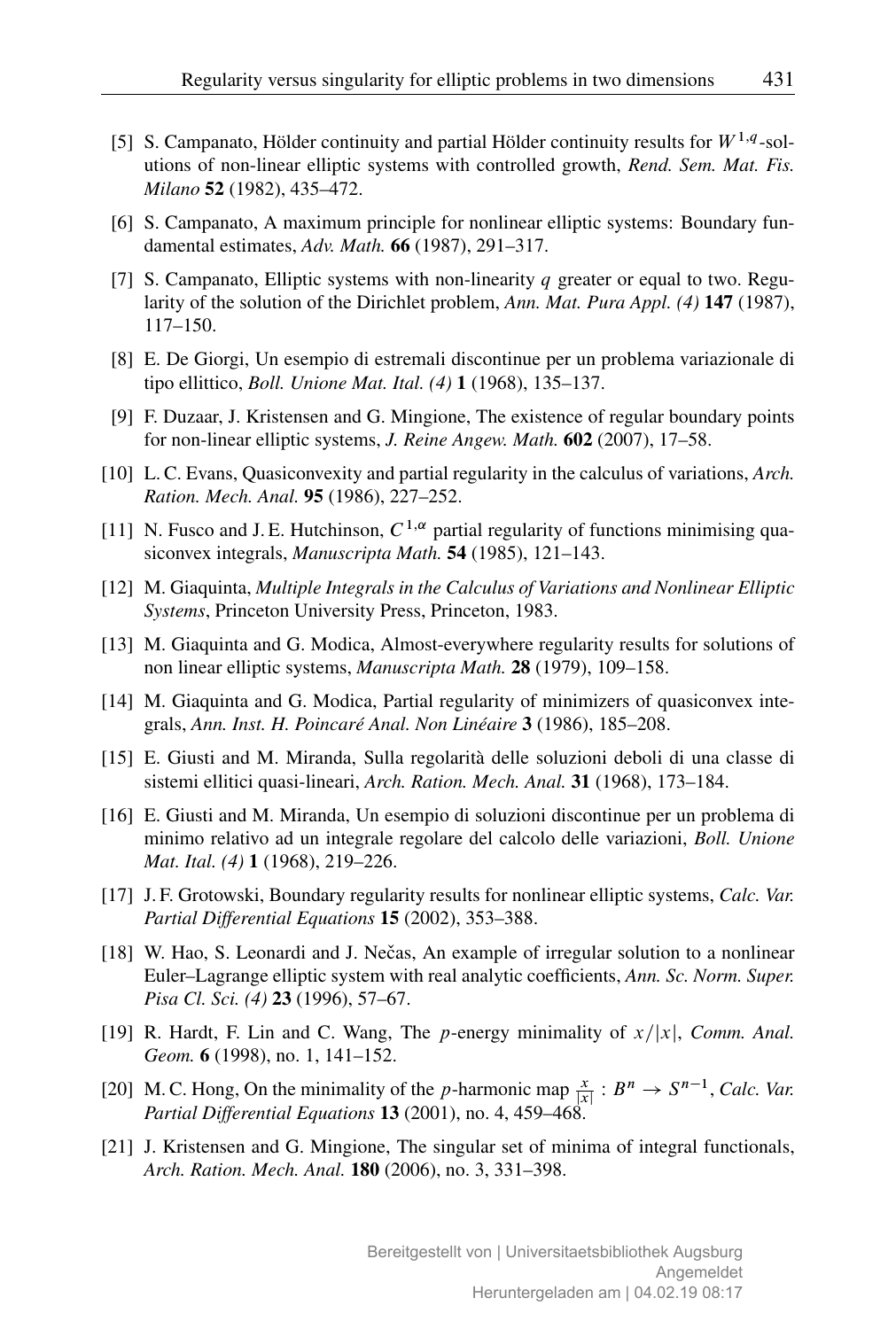[5] S. Campanato, Hölder continuity and partial Hölder continuity results for $W^{1,q}$-solutions of non-linear elliptic systems with controlled growth, *Rend. Sem. Mat. Fis. Milano* **52** (1982), 435–472.

[6] S. Campanato, A maximum principle for nonlinear elliptic systems: Boundary fundamental estimates, *Adv. Math.* **66** (1987), 291–317.

[7] S. Campanato, Elliptic systems with non-linearity $q$ greater or equal to two. Regularity of the solution of the Dirichlet problem, *Ann. Mat. Pura Appl. (4)* **147** (1987), 117–150.

[8] E. De Giorgi, Un esempio di estremali discontinue per un problema variazionale di tipo ellittico, *Boll. Unione Mat. Ital. (4)* **1** (1968), 135–137.

[9] F. Duzaar, J. Kristensen and G. Mingione, The existence of regular boundary points for non-linear elliptic systems, *J. Reine Angew. Math.* **602** (2007), 17–58.

[10] L. C. Evans, Quasiconvexity and partial regularity in the calculus of variations, *Arch. Ration. Mech. Anal.* **95** (1986), 227–252.

[11] N. Fusco and J. E. Hutchinson, $C^{1,\alpha}$ partial regularity of functions minimising quasiconvex integrals, *Manuscripta Math.* **54** (1985), 121–143.

[12] M. Giaquinta, *Multiple Integrals in the Calculus of Variations and Nonlinear Elliptic Systems*, Princeton University Press, Princeton, 1983.

[13] M. Giaquinta and G. Modica, Almost-everywhere regularity results for solutions of non linear elliptic systems, *Manuscripta Math.* **28** (1979), 109–158.

[14] M. Giaquinta and G. Modica, Partial regularity of minimizers of quasiconvex integrals, *Ann. Inst. H. Poincaré Anal. Non Linéaire* **3** (1986), 185–208.

[15] E. Giusti and M. Miranda, Sulla regolarità delle soluzioni deboli di una classe di sistemi ellitici quasi-lineari, *Arch. Ration. Mech. Anal.* **31** (1968), 173–184.

[16] E. Giusti and M. Miranda, Un esempio di soluzioni discontinue per un problema di minimo relativo ad un integrale regolare del calcolo delle variazioni, *Boll. Unione Mat. Ital. (4)* **1** (1968), 219–226.

[17] J. F. Grotowski, Boundary regularity results for nonlinear elliptic systems, *Calc. Var. Partial Differential Equations* **15** (2002), 353–388.

[18] W. Hao, S. Leonardi and J. Nečas, An example of irregular solution to a nonlinear Euler–Lagrange elliptic system with real analytic coefficients, *Ann. Sc. Norm. Super. Pisa Cl. Sci. (4)* **23** (1996), 57–67.

[19] R. Hardt, F. Lin and C. Wang, The $p$-energy minimality of $x/|x|$, *Comm. Anal. Geom.* **6** (1998), no. 1, 141–152.

[20] M. C. Hong, On the minimality of the $p$-harmonic map $\frac{x}{|x|} : B^n \to S^{n-1}$, *Calc. Var. Partial Differential Equations* **13** (2001), no. 4, 459–468.

[21] J. Kristensen and G. Mingione, The singular set of minima of integral functionals, *Arch. Ration. Mech. Anal.* **180** (2006), no. 3, 331–398.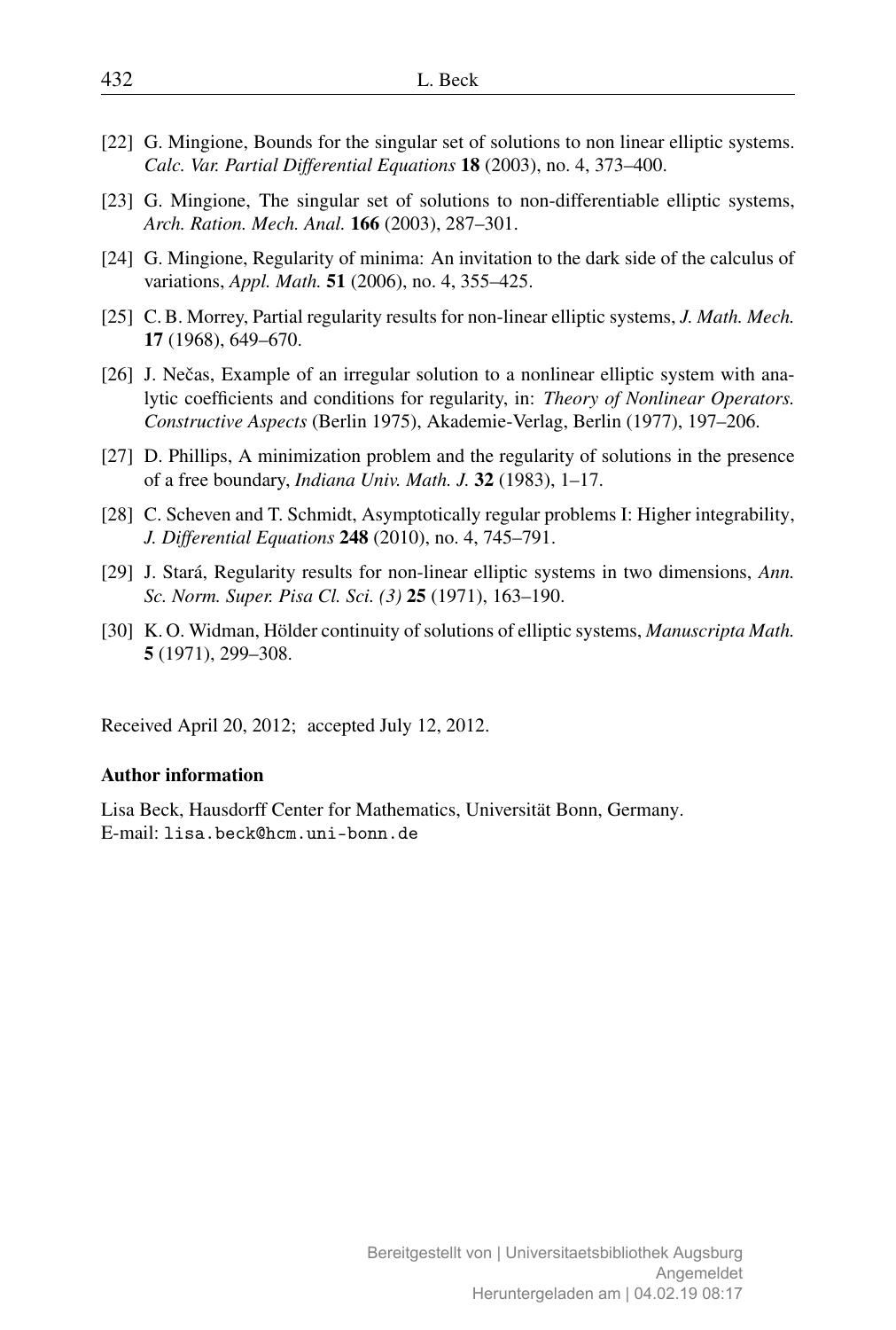[22] G. Mingione, Bounds for the singular set of solutions to non linear elliptic systems. *Calc. Var. Partial Differential Equations* **18** (2003), no. 4, 373–400.

[23] G. Mingione, The singular set of solutions to non-differentiable elliptic systems, *Arch. Ration. Mech. Anal.* **166** (2003), 287–301.

[24] G. Mingione, Regularity of minima: An invitation to the dark side of the calculus of variations, *Appl. Math.* **51** (2006), no. 4, 355–425.

[25] C. B. Morrey, Partial regularity results for non-linear elliptic systems, *J. Math. Mech.* **17** (1968), 649–670.

[26] J. Nečas, Example of an irregular solution to a nonlinear elliptic system with analytic coefficients and conditions for regularity, in: *Theory of Nonlinear Operators. Constructive Aspects* (Berlin 1975), Akademie-Verlag, Berlin (1977), 197–206.

[27] D. Phillips, A minimization problem and the regularity of solutions in the presence of a free boundary, *Indiana Univ. Math. J.* **32** (1983), 1–17.

[28] C. Scheven and T. Schmidt, Asymptotically regular problems I: Higher integrability, *J. Differential Equations* **248** (2010), no. 4, 745–791.

[29] J. Stará, Regularity results for non-linear elliptic systems in two dimensions, *Ann. Sc. Norm. Super. Pisa Cl. Sci. (3)* **25** (1971), 163–190.

[30] K. O. Widman, Hölder continuity of solutions of elliptic systems, *Manuscripta Math.* **5** (1971), 299–308.

Received April 20, 2012; accepted July 12, 2012.

**Author information**

Lisa Beck, Hausdorff Center for Mathematics, Universität Bonn, Germany.
E-mail: lisa.beck@hcm.uni-bonn.de